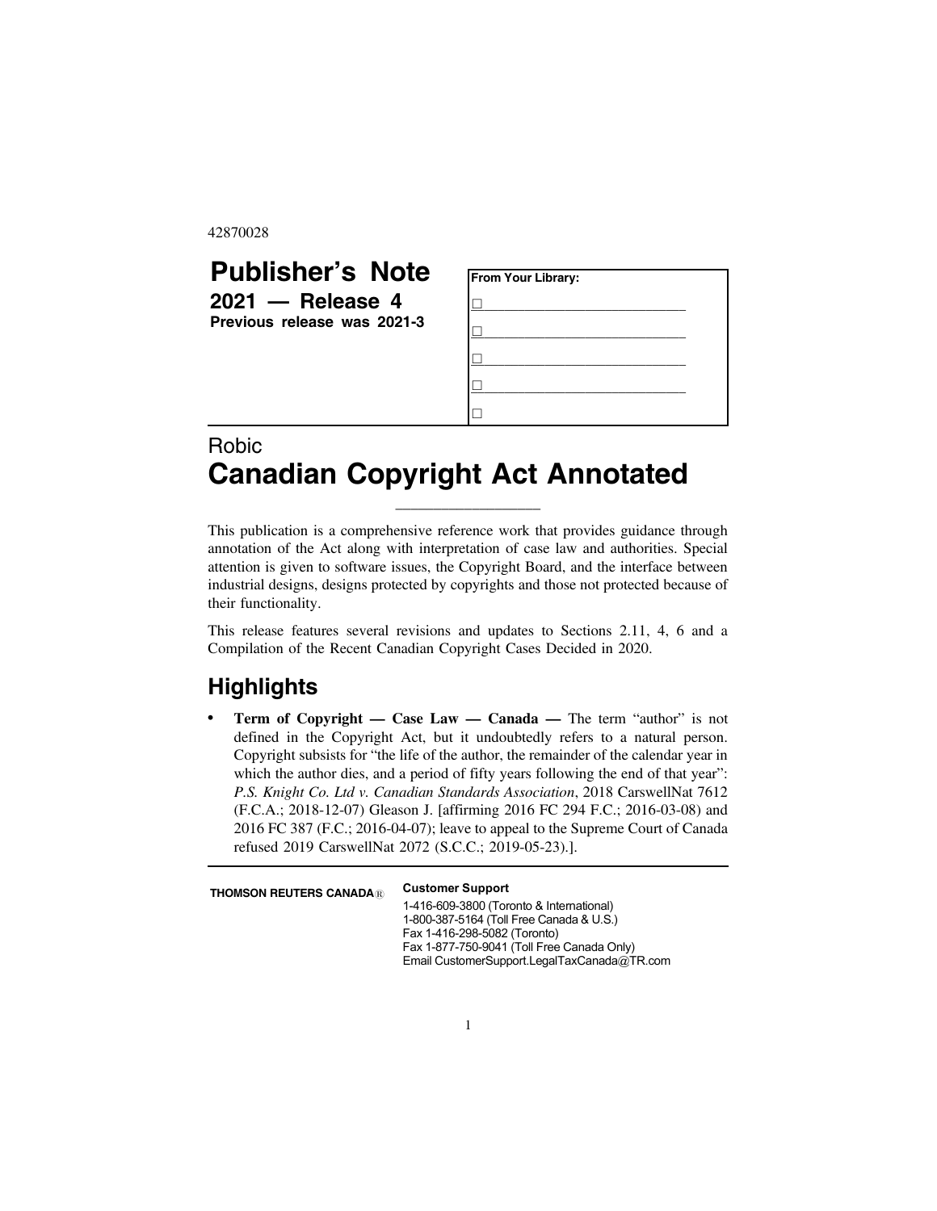42870028

# Publisher's Note

**2021 — Release 4**

**Previous release was 2021-3**

| From Your Library: |
| --- |
| ☐ |
| ☐ |
| ☐ |
| ☐ |
| ☐ |

Robic

# Canadian Copyright Act Annotated

This publication is a comprehensive reference work that provides guidance through annotation of the Act along with interpretation of case law and authorities. Special attention is given to software issues, the Copyright Board, and the interface between industrial designs, designs protected by copyrights and those not protected because of their functionality.

This release features several revisions and updates to Sections 2.11, 4, 6 and a Compilation of the Recent Canadian Copyright Cases Decided in 2020.

## Highlights

- **Term of Copyright — Case Law — Canada —** The term "author" is not defined in the Copyright Act, but it undoubtedly refers to a natural person. Copyright subsists for "the life of the author, the remainder of the calendar year in which the author dies, and a period of fifty years following the end of that year": *P.S. Knight Co. Ltd v. Canadian Standards Association*, 2018 CarswellNat 7612 (F.C.A.; 2018-12-07) Gleason J. [affirming 2016 FC 294 F.C.; 2016-03-08) and 2016 FC 387 (F.C.; 2016-04-07); leave to appeal to the Supreme Court of Canada refused 2019 CarswellNat 2072 (S.C.C.; 2019-05-23).].

**THOMSON REUTERS CANADA®**

**Customer Support**

1-416-609-3800 (Toronto & International)
1-800-387-5164 (Toll Free Canada & U.S.)
Fax 1-416-298-5082 (Toronto)
Fax 1-877-750-9041 (Toll Free Canada Only)
Email CustomerSupport.LegalTaxCanada@TR.com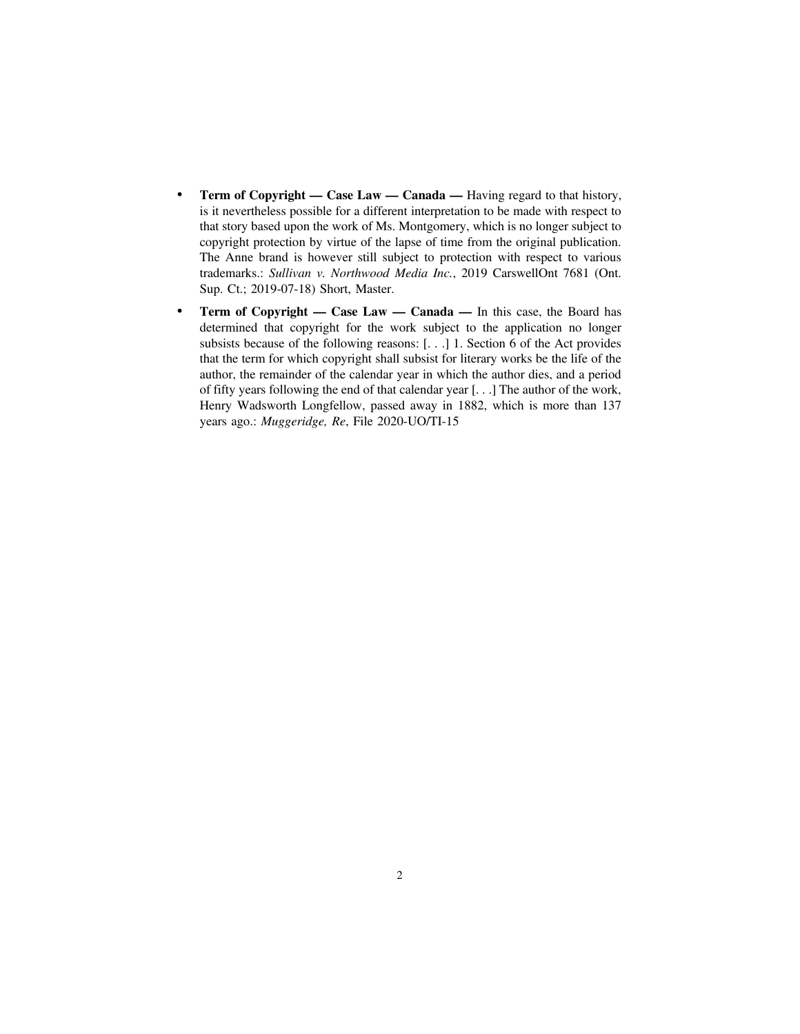- **Term of Copyright — Case Law — Canada —** Having regard to that history, is it nevertheless possible for a different interpretation to be made with respect to that story based upon the work of Ms. Montgomery, which is no longer subject to copyright protection by virtue of the lapse of time from the original publication. The Anne brand is however still subject to protection with respect to various trademarks.: *Sullivan v. Northwood Media Inc.*, 2019 CarswellOnt 7681 (Ont. Sup. Ct.; 2019-07-18) Short, Master.
- **Term of Copyright — Case Law — Canada —** In this case, the Board has determined that copyright for the work subject to the application no longer subsists because of the following reasons: [. . .] 1. Section 6 of the Act provides that the term for which copyright shall subsist for literary works be the life of the author, the remainder of the calendar year in which the author dies, and a period of fifty years following the end of that calendar year [. . .] The author of the work, Henry Wadsworth Longfellow, passed away in 1882, which is more than 137 years ago.: *Muggeridge, Re*, File 2020-UO/TI-15